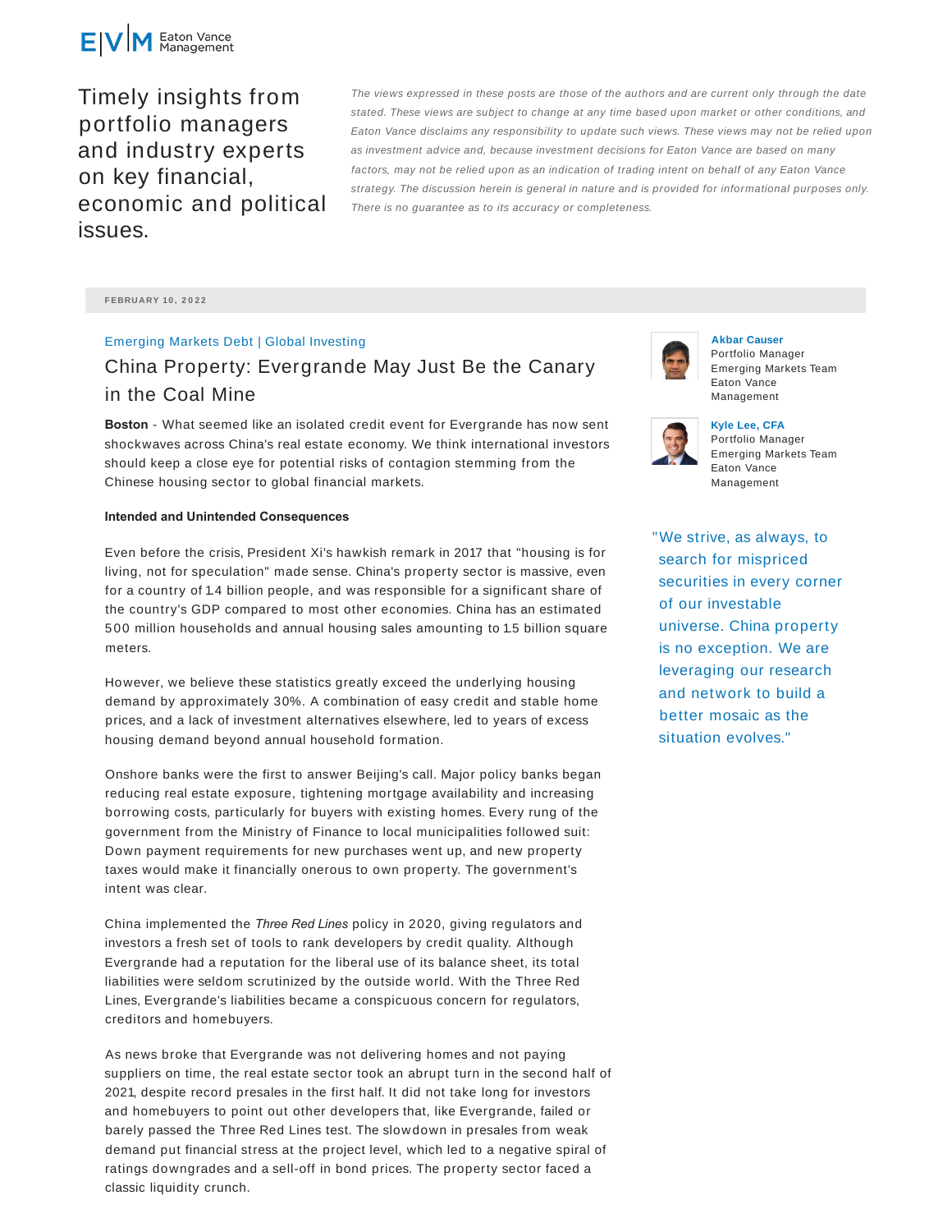Eaton Vance Management

Timely insights from portfolio managers and industry experts on key financial, economic and political issues.

*The views expressed in these posts are those of the authors and are current only through the date stated. These views are subject to change at any time based upon market or other conditions, and Eaton Vance disclaims any responsibility to update such views. These views may not be relied upon as investment advice and, because investment decisions for Eaton Vance are based on many factors, may not be relied upon as an indication of trading intent on behalf of any Eaton Vance strategy. The discussion herein is general in nature and is provided for informational purposes only. There is no guarantee as to its accuracy or completeness.*

FEBRUARY 10, 2022

Emerging Markets Debt | Global Investing

# China Property: Evergrande May Just Be the Canary in the Coal Mine

**Akbar Causer**
Portfolio Manager
Emerging Markets Team
Eaton Vance Management

**Kyle Lee, CFA**
Portfolio Manager
Emerging Markets Team
Eaton Vance Management

**Boston** - What seemed like an isolated credit event for Evergrande has now sent shockwaves across China's real estate economy. We think international investors should keep a close eye for potential risks of contagion stemming from the Chinese housing sector to global financial markets.

"We strive, as always, to search for mispriced securities in every corner of our investable universe. China property is no exception. We are leveraging our research and network to build a better mosaic as the situation evolves."

**Intended and Unintended Consequences**

Even before the crisis, President Xi's hawkish remark in 2017 that "housing is for living, not for speculation" made sense. China's property sector is massive, even for a country of 1.4 billion people, and was responsible for a significant share of the country's GDP compared to most other economies. China has an estimated 500 million households and annual housing sales amounting to 1.5 billion square meters.

However, we believe these statistics greatly exceed the underlying housing demand by approximately 30%. A combination of easy credit and stable home prices, and a lack of investment alternatives elsewhere, led to years of excess housing demand beyond annual household formation.

Onshore banks were the first to answer Beijing's call. Major policy banks began reducing real estate exposure, tightening mortgage availability and increasing borrowing costs, particularly for buyers with existing homes. Every rung of the government from the Ministry of Finance to local municipalities followed suit: Down payment requirements for new purchases went up, and new property taxes would make it financially onerous to own property. The government's intent was clear.

China implemented the *Three Red Lines* policy in 2020, giving regulators and investors a fresh set of tools to rank developers by credit quality. Although Evergrande had a reputation for the liberal use of its balance sheet, its total liabilities were seldom scrutinized by the outside world. With the Three Red Lines, Evergrande's liabilities became a conspicuous concern for regulators, creditors and homebuyers.

As news broke that Evergrande was not delivering homes and not paying suppliers on time, the real estate sector took an abrupt turn in the second half of 2021, despite record presales in the first half. It did not take long for investors and homebuyers to point out other developers that, like Evergrande, failed or barely passed the Three Red Lines test. The slowdown in presales from weak demand put financial stress at the project level, which led to a negative spiral of ratings downgrades and a sell-off in bond prices. The property sector faced a classic liquidity crunch.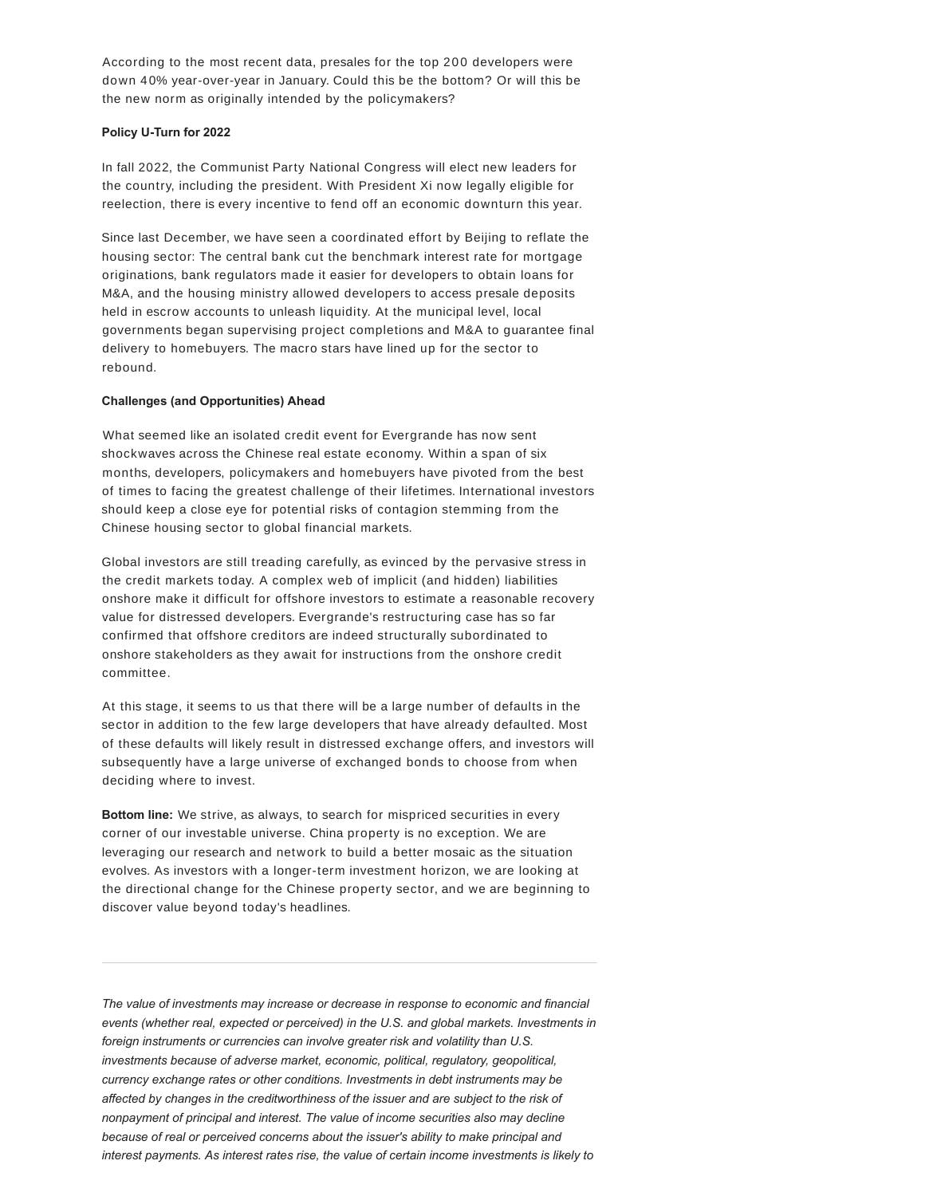According to the most recent data, presales for the top 200 developers were down 40% year-over-year in January. Could this be the bottom? Or will this be the new norm as originally intended by the policymakers?

**Policy U-Turn for 2022**

In fall 2022, the Communist Party National Congress will elect new leaders for the country, including the president. With President Xi now legally eligible for reelection, there is every incentive to fend off an economic downturn this year.

Since last December, we have seen a coordinated effort by Beijing to reflate the housing sector: The central bank cut the benchmark interest rate for mortgage originations, bank regulators made it easier for developers to obtain loans for M&A, and the housing ministry allowed developers to access presale deposits held in escrow accounts to unleash liquidity. At the municipal level, local governments began supervising project completions and M&A to guarantee final delivery to homebuyers. The macro stars have lined up for the sector to rebound.

**Challenges (and Opportunities) Ahead**

What seemed like an isolated credit event for Evergrande has now sent shockwaves across the Chinese real estate economy. Within a span of six months, developers, policymakers and homebuyers have pivoted from the best of times to facing the greatest challenge of their lifetimes. International investors should keep a close eye for potential risks of contagion stemming from the Chinese housing sector to global financial markets.

Global investors are still treading carefully, as evinced by the pervasive stress in the credit markets today. A complex web of implicit (and hidden) liabilities onshore make it difficult for offshore investors to estimate a reasonable recovery value for distressed developers. Evergrande's restructuring case has so far confirmed that offshore creditors are indeed structurally subordinated to onshore stakeholders as they await for instructions from the onshore credit committee.

At this stage, it seems to us that there will be a large number of defaults in the sector in addition to the few large developers that have already defaulted. Most of these defaults will likely result in distressed exchange offers, and investors will subsequently have a large universe of exchanged bonds to choose from when deciding where to invest.

**Bottom line:** We strive, as always, to search for mispriced securities in every corner of our investable universe. China property is no exception. We are leveraging our research and network to build a better mosaic as the situation evolves. As investors with a longer-term investment horizon, we are looking at the directional change for the Chinese property sector, and we are beginning to discover value beyond today's headlines.

---

*The value of investments may increase or decrease in response to economic and financial events (whether real, expected or perceived) in the U.S. and global markets. Investments in foreign instruments or currencies can involve greater risk and volatility than U.S. investments because of adverse market, economic, political, regulatory, geopolitical, currency exchange rates or other conditions. Investments in debt instruments may be affected by changes in the creditworthiness of the issuer and are subject to the risk of nonpayment of principal and interest. The value of income securities also may decline because of real or perceived concerns about the issuer's ability to make principal and interest payments. As interest rates rise, the value of certain income investments is likely to*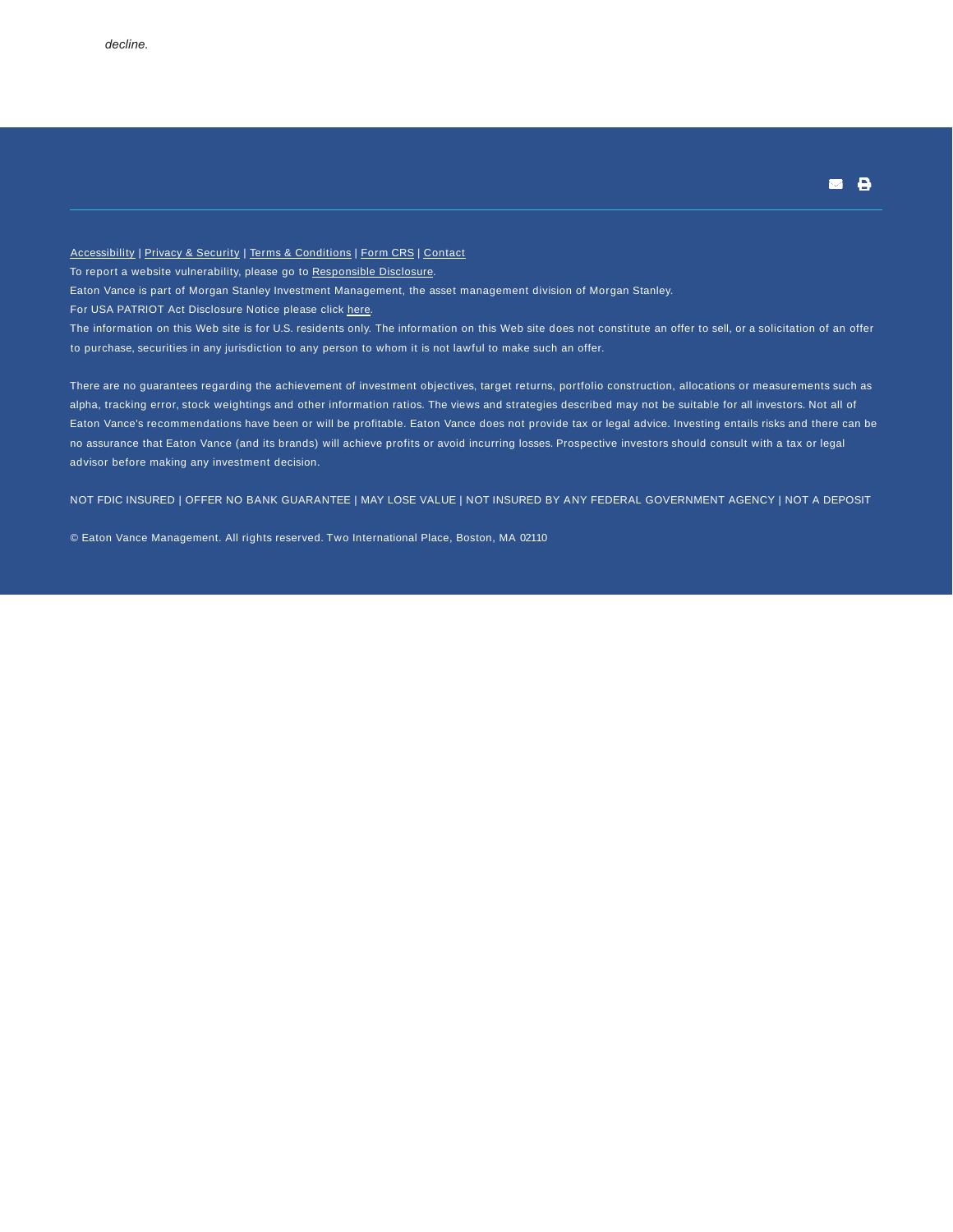*decline.*

Accessibility | Privacy & Security | Terms & Conditions | Form CRS | Contact

To report a website vulnerability, please go to Responsible Disclosure.

Eaton Vance is part of Morgan Stanley Investment Management, the asset management division of Morgan Stanley.

For USA PATRIOT Act Disclosure Notice please click here.

The information on this Web site is for U.S. residents only. The information on this Web site does not constitute an offer to sell, or a solicitation of an offer to purchase, securities in any jurisdiction to any person to whom it is not lawful to make such an offer.

There are no guarantees regarding the achievement of investment objectives, target returns, portfolio construction, allocations or measurements such as alpha, tracking error, stock weightings and other information ratios. The views and strategies described may not be suitable for all investors. Not all of Eaton Vance's recommendations have been or will be profitable. Eaton Vance does not provide tax or legal advice. Investing entails risks and there can be no assurance that Eaton Vance (and its brands) will achieve profits or avoid incurring losses. Prospective investors should consult with a tax or legal advisor before making any investment decision.

NOT FDIC INSURED | OFFER NO BANK GUARANTEE | MAY LOSE VALUE | NOT INSURED BY ANY FEDERAL GOVERNMENT AGENCY | NOT A DEPOSIT

© Eaton Vance Management. All rights reserved. Two International Place, Boston, MA 02110